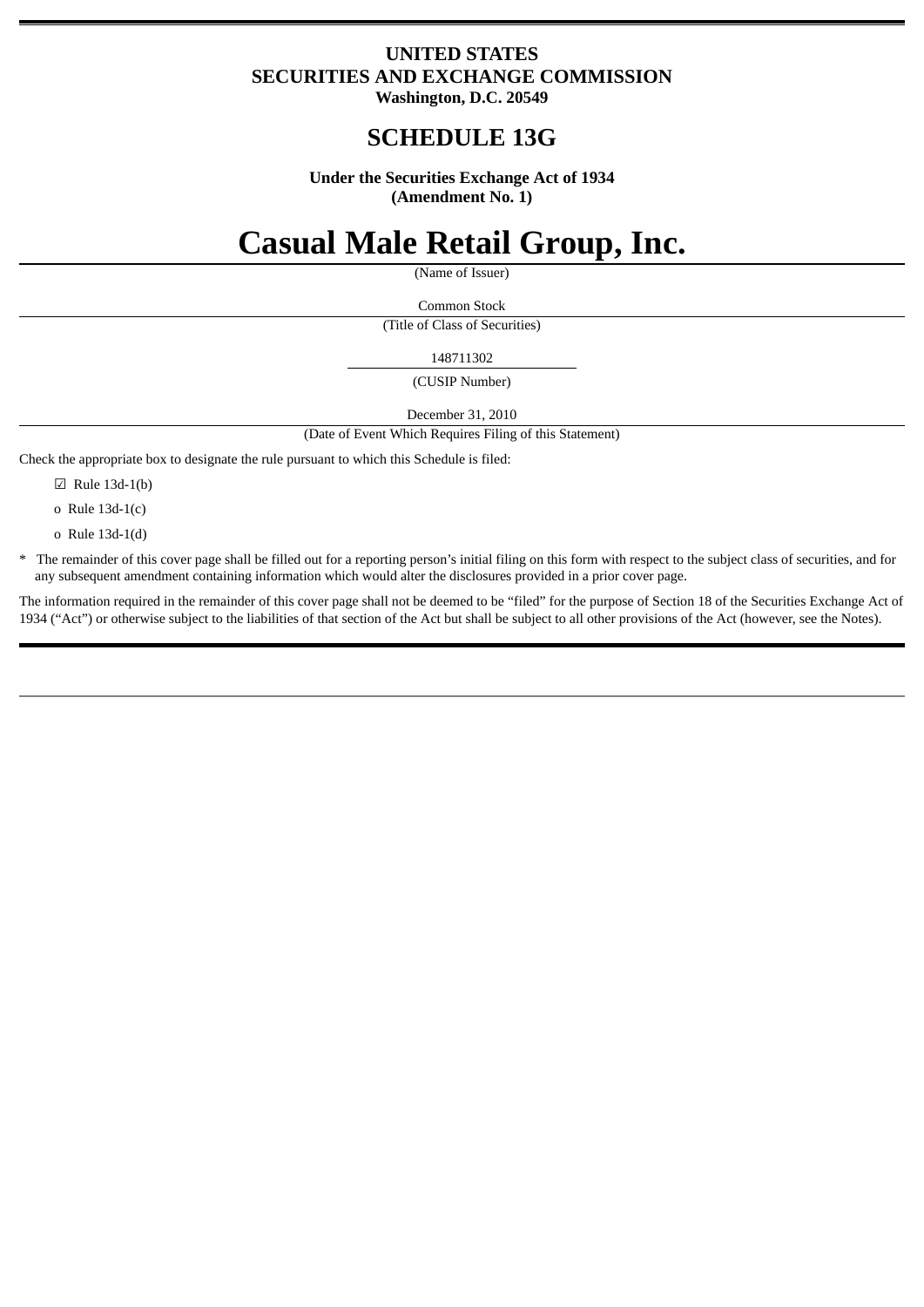**UNITED STATES**
**SECURITIES AND EXCHANGE COMMISSION**
**Washington, D.C. 20549**

# SCHEDULE 13G

**Under the Securities Exchange Act of 1934**
**(Amendment No. 1)**

# Casual Male Retail Group, Inc.

(Name of Issuer)

Common Stock

(Title of Class of Securities)

148711302

(CUSIP Number)

December 31, 2010

(Date of Event Which Requires Filing of this Statement)

Check the appropriate box to designate the rule pursuant to which this Schedule is filed:

☑ Rule 13d-1(b)

o Rule 13d-1(c)

o Rule 13d-1(d)

* The remainder of this cover page shall be filled out for a reporting person's initial filing on this form with respect to the subject class of securities, and for any subsequent amendment containing information which would alter the disclosures provided in a prior cover page.

The information required in the remainder of this cover page shall not be deemed to be "filed" for the purpose of Section 18 of the Securities Exchange Act of 1934 ("Act") or otherwise subject to the liabilities of that section of the Act but shall be subject to all other provisions of the Act (however, see the Notes).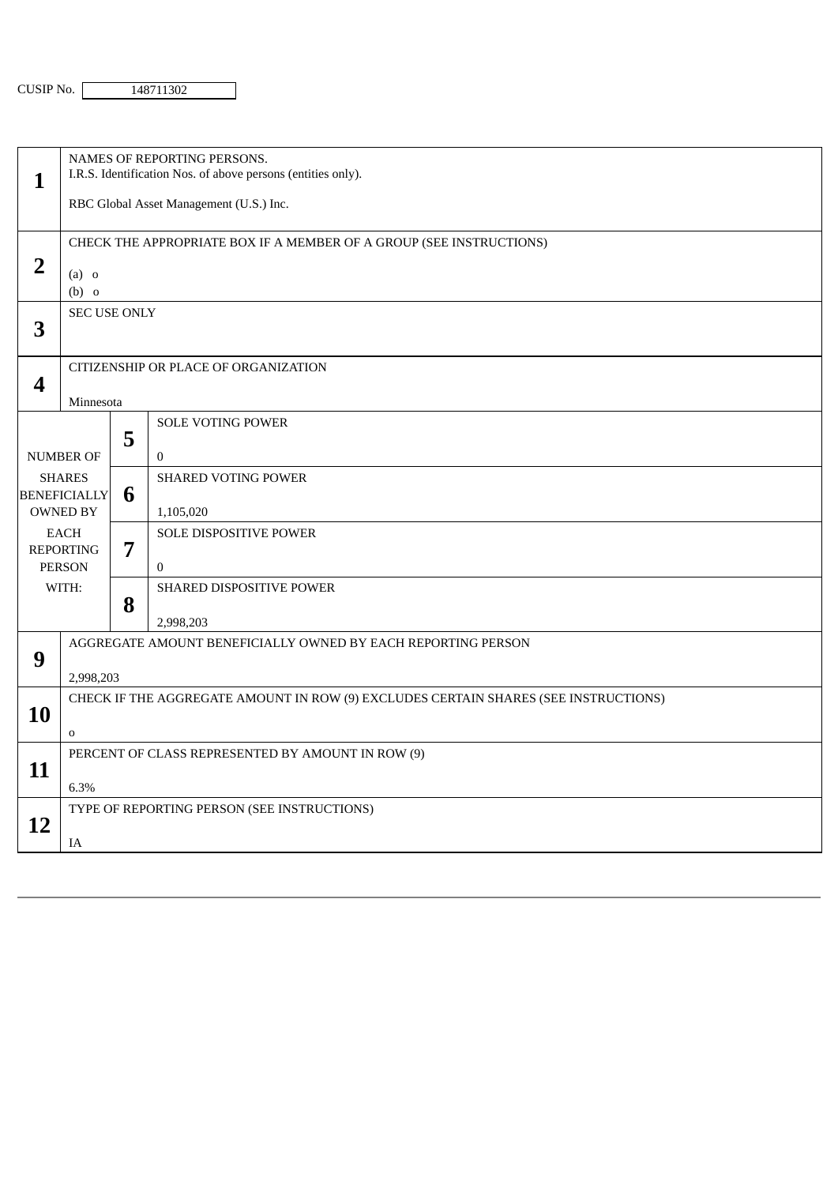CUSIP No. 148711302

| | | |
|---|---|---|
| **1** | NAMES OF REPORTING PERSONS.<br>I.R.S. Identification Nos. of above persons (entities only).<br><br>RBC Global Asset Management (U.S.) Inc. | |
| **2** | CHECK THE APPROPRIATE BOX IF A MEMBER OF A GROUP (SEE INSTRUCTIONS)<br><br>(a) o<br>(b) o | |
| **3** | SEC USE ONLY | |
| **4** | CITIZENSHIP OR PLACE OF ORGANIZATION<br><br>Minnesota | |
| NUMBER OF SHARES BENEFICIALLY OWNED BY EACH REPORTING PERSON WITH: | **5** | SOLE VOTING POWER<br><br>0 |
| | **6** | SHARED VOTING POWER<br><br>1,105,020 |
| | **7** | SOLE DISPOSITIVE POWER<br><br>0 |
| | **8** | SHARED DISPOSITIVE POWER<br><br>2,998,203 |
| **9** | AGGREGATE AMOUNT BENEFICIALLY OWNED BY EACH REPORTING PERSON<br><br>2,998,203 | |
| **10** | CHECK IF THE AGGREGATE AMOUNT IN ROW (9) EXCLUDES CERTAIN SHARES (SEE INSTRUCTIONS)<br><br>o | |
| **11** | PERCENT OF CLASS REPRESENTED BY AMOUNT IN ROW (9)<br><br>6.3% | |
| **12** | TYPE OF REPORTING PERSON (SEE INSTRUCTIONS)<br><br>IA | |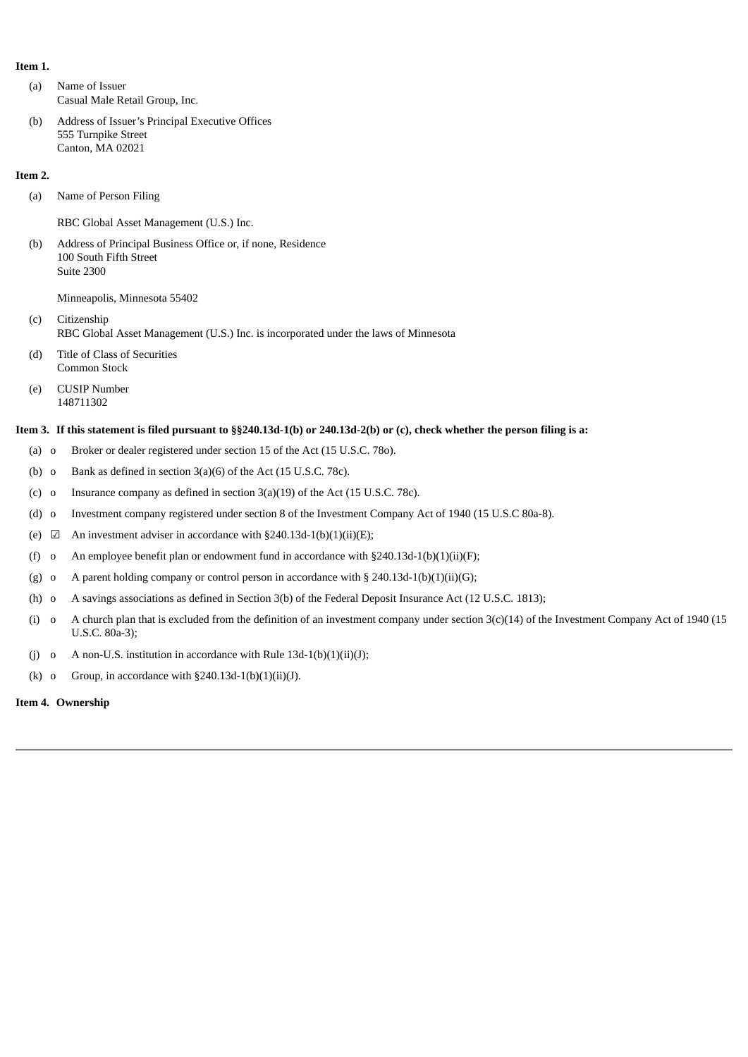**Item 1.**

(a) Name of Issuer
Casual Male Retail Group, Inc.

(b) Address of Issuer's Principal Executive Offices
555 Turnpike Street
Canton, MA 02021

**Item 2.**

(a) Name of Person Filing

RBC Global Asset Management (U.S.) Inc.

(b) Address of Principal Business Office or, if none, Residence
100 South Fifth Street
Suite 2300

Minneapolis, Minnesota 55402

(c) Citizenship
RBC Global Asset Management (U.S.) Inc. is incorporated under the laws of Minnesota

(d) Title of Class of Securities
Common Stock

(e) CUSIP Number
148711302

**Item 3. If this statement is filed pursuant to §§240.13d-1(b) or 240.13d-2(b) or (c), check whether the person filing is a:**

(a) o Broker or dealer registered under section 15 of the Act (15 U.S.C. 78o).

(b) o Bank as defined in section 3(a)(6) of the Act (15 U.S.C. 78c).

(c) o Insurance company as defined in section 3(a)(19) of the Act (15 U.S.C. 78c).

(d) o Investment company registered under section 8 of the Investment Company Act of 1940 (15 U.S.C 80a-8).

(e) ☑ An investment adviser in accordance with §240.13d-1(b)(1)(ii)(E);

(f) o An employee benefit plan or endowment fund in accordance with §240.13d-1(b)(1)(ii)(F);

(g) o A parent holding company or control person in accordance with § 240.13d-1(b)(1)(ii)(G);

(h) o A savings associations as defined in Section 3(b) of the Federal Deposit Insurance Act (12 U.S.C. 1813);

(i) o A church plan that is excluded from the definition of an investment company under section 3(c)(14) of the Investment Company Act of 1940 (15 U.S.C. 80a-3);

(j) o A non-U.S. institution in accordance with Rule 13d-1(b)(1)(ii)(J);

(k) o Group, in accordance with §240.13d-1(b)(1)(ii)(J).

**Item 4. Ownership**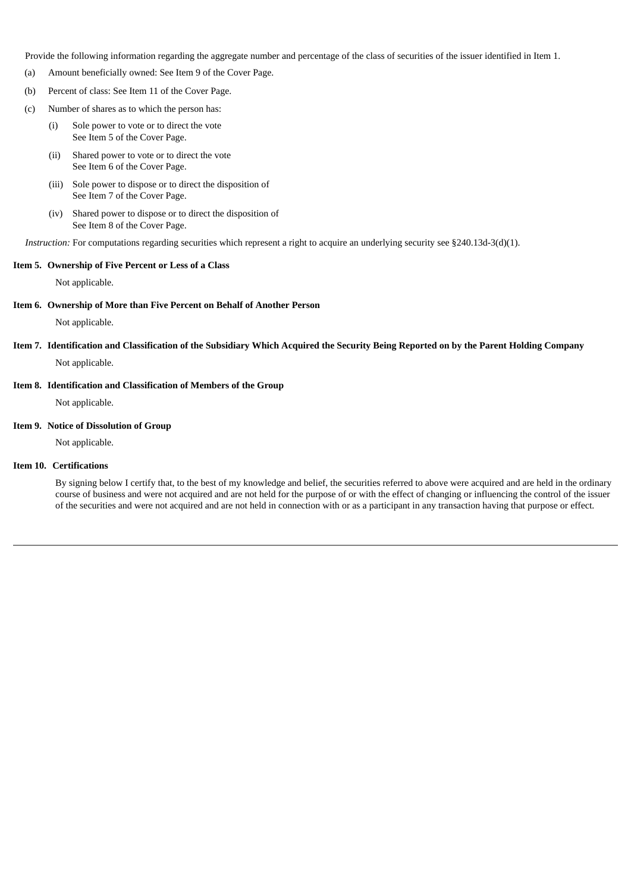Provide the following information regarding the aggregate number and percentage of the class of securities of the issuer identified in Item 1.

(a) Amount beneficially owned: See Item 9 of the Cover Page.

(b) Percent of class: See Item 11 of the Cover Page.

(c) Number of shares as to which the person has:

  (i) Sole power to vote or to direct the vote
  See Item 5 of the Cover Page.

  (ii) Shared power to vote or to direct the vote
  See Item 6 of the Cover Page.

  (iii) Sole power to dispose or to direct the disposition of
  See Item 7 of the Cover Page.

  (iv) Shared power to dispose or to direct the disposition of
  See Item 8 of the Cover Page.

*Instruction:* For computations regarding securities which represent a right to acquire an underlying security see §240.13d-3(d)(1).

**Item 5. Ownership of Five Percent or Less of a Class**

Not applicable.

**Item 6. Ownership of More than Five Percent on Behalf of Another Person**

Not applicable.

**Item 7. Identification and Classification of the Subsidiary Which Acquired the Security Being Reported on by the Parent Holding Company**

Not applicable.

**Item 8. Identification and Classification of Members of the Group**

Not applicable.

**Item 9. Notice of Dissolution of Group**

Not applicable.

**Item 10. Certifications**

By signing below I certify that, to the best of my knowledge and belief, the securities referred to above were acquired and are held in the ordinary course of business and were not acquired and are not held for the purpose of or with the effect of changing or influencing the control of the issuer of the securities and were not acquired and are not held in connection with or as a participant in any transaction having that purpose or effect.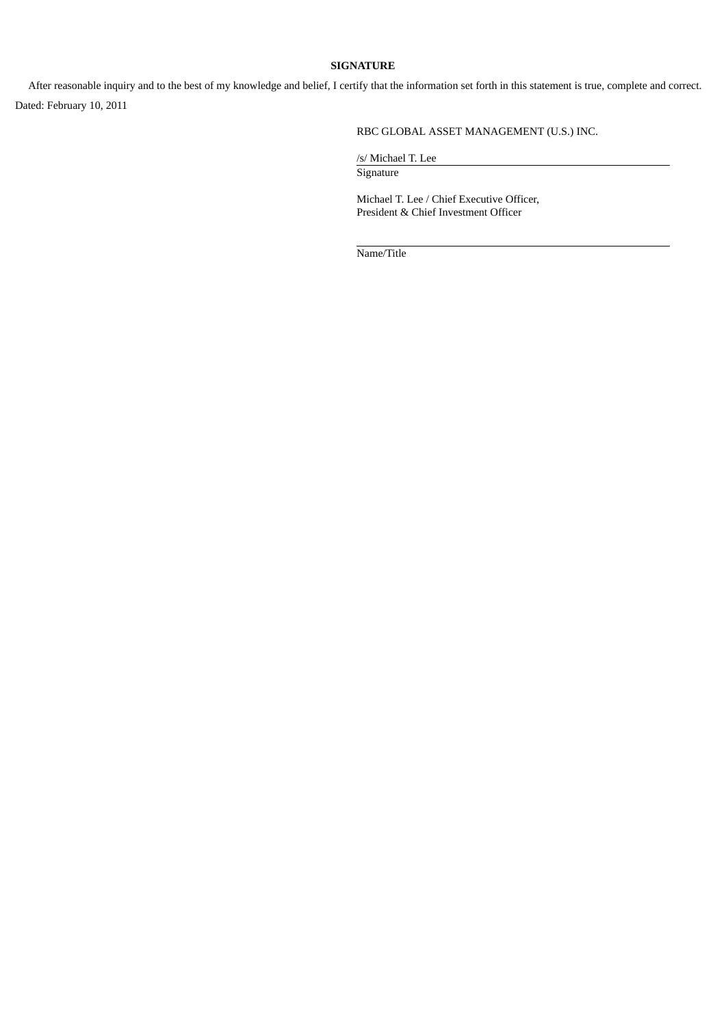**SIGNATURE**

After reasonable inquiry and to the best of my knowledge and belief, I certify that the information set forth in this statement is true, complete and correct.

Dated: February 10, 2011

RBC GLOBAL ASSET MANAGEMENT (U.S.) INC.

/s/ Michael T. Lee

Signature

Michael T. Lee / Chief Executive Officer,
President & Chief Investment Officer

Name/Title